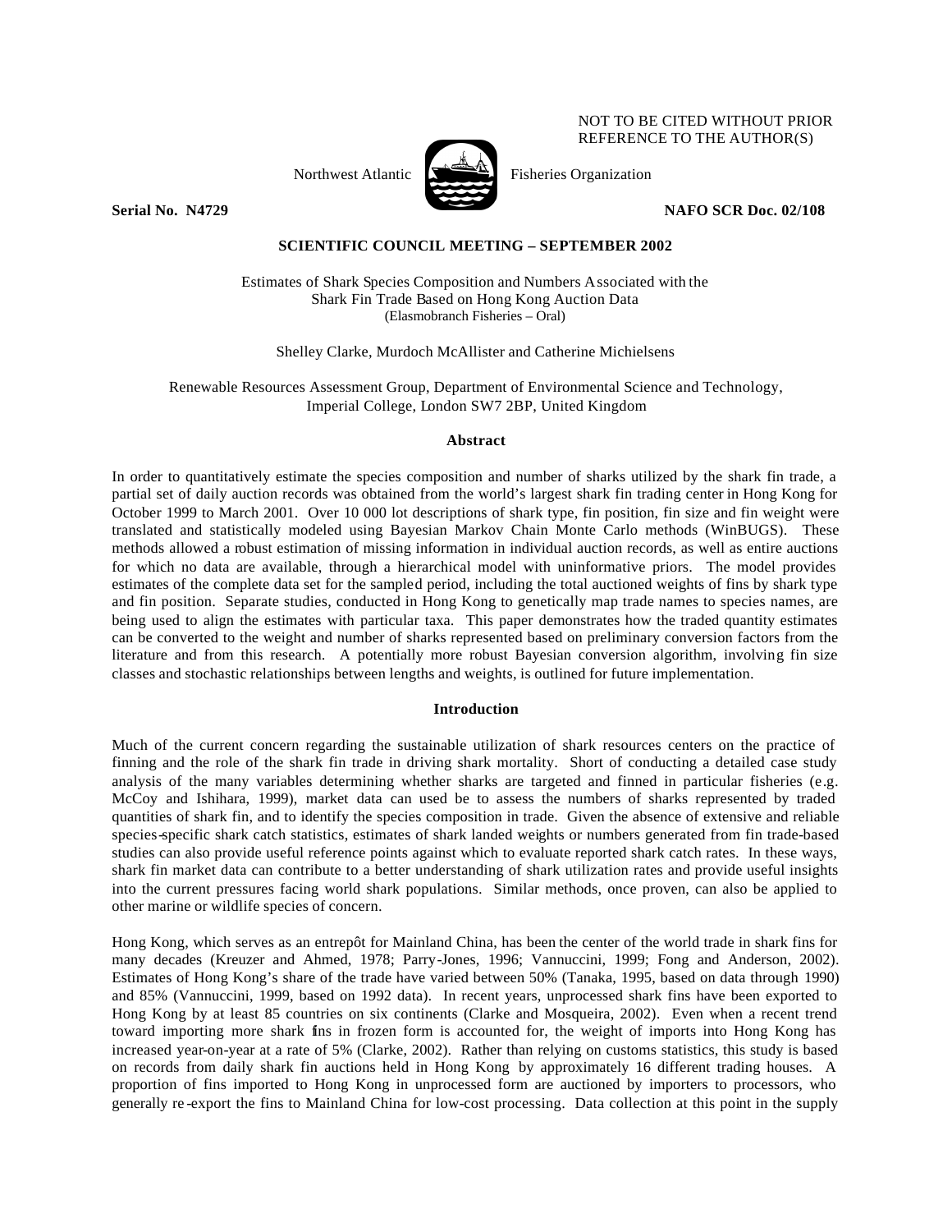NOT TO BE CITED WITHOUT PRIOR REFERENCE TO THE AUTHOR(S)

Northwest Atlantic Fisheries Organization

**Serial No. N4729** **NAFO SCR Doc. 02/108**

**SCIENTIFIC COUNCIL MEETING – SEPTEMBER 2002**

# Estimates of Shark Species Composition and Numbers Associated with the Shark Fin Trade Based on Hong Kong Auction Data

(Elasmobranch Fisheries – Oral)

Shelley Clarke, Murdoch McAllister and Catherine Michielsens

Renewable Resources Assessment Group, Department of Environmental Science and Technology, Imperial College, London SW7 2BP, United Kingdom

## Abstract

In order to quantitatively estimate the species composition and number of sharks utilized by the shark fin trade, a partial set of daily auction records was obtained from the world's largest shark fin trading center in Hong Kong for October 1999 to March 2001. Over 10 000 lot descriptions of shark type, fin position, fin size and fin weight were translated and statistically modeled using Bayesian Markov Chain Monte Carlo methods (WinBUGS). These methods allowed a robust estimation of missing information in individual auction records, as well as entire auctions for which no data are available, through a hierarchical model with uninformative priors. The model provides estimates of the complete data set for the sampled period, including the total auctioned weights of fins by shark type and fin position. Separate studies, conducted in Hong Kong to genetically map trade names to species names, are being used to align the estimates with particular taxa. This paper demonstrates how the traded quantity estimates can be converted to the weight and number of sharks represented based on preliminary conversion factors from the literature and from this research. A potentially more robust Bayesian conversion algorithm, involving fin size classes and stochastic relationships between lengths and weights, is outlined for future implementation.

## Introduction

Much of the current concern regarding the sustainable utilization of shark resources centers on the practice of finning and the role of the shark fin trade in driving shark mortality. Short of conducting a detailed case study analysis of the many variables determining whether sharks are targeted and finned in particular fisheries (e.g. McCoy and Ishihara, 1999), market data can used be to assess the numbers of sharks represented by traded quantities of shark fin, and to identify the species composition in trade. Given the absence of extensive and reliable species-specific shark catch statistics, estimates of shark landed weights or numbers generated from fin trade-based studies can also provide useful reference points against which to evaluate reported shark catch rates. In these ways, shark fin market data can contribute to a better understanding of shark utilization rates and provide useful insights into the current pressures facing world shark populations. Similar methods, once proven, can also be applied to other marine or wildlife species of concern.

Hong Kong, which serves as an entrepôt for Mainland China, has been the center of the world trade in shark fins for many decades (Kreuzer and Ahmed, 1978; Parry-Jones, 1996; Vannuccini, 1999; Fong and Anderson, 2002). Estimates of Hong Kong's share of the trade have varied between 50% (Tanaka, 1995, based on data through 1990) and 85% (Vannuccini, 1999, based on 1992 data). In recent years, unprocessed shark fins have been exported to Hong Kong by at least 85 countries on six continents (Clarke and Mosqueira, 2002). Even when a recent trend toward importing more shark fins in frozen form is accounted for, the weight of imports into Hong Kong has increased year-on-year at a rate of 5% (Clarke, 2002). Rather than relying on customs statistics, this study is based on records from daily shark fin auctions held in Hong Kong by approximately 16 different trading houses. A proportion of fins imported to Hong Kong in unprocessed form are auctioned by importers to processors, who generally re-export the fins to Mainland China for low-cost processing. Data collection at this point in the supply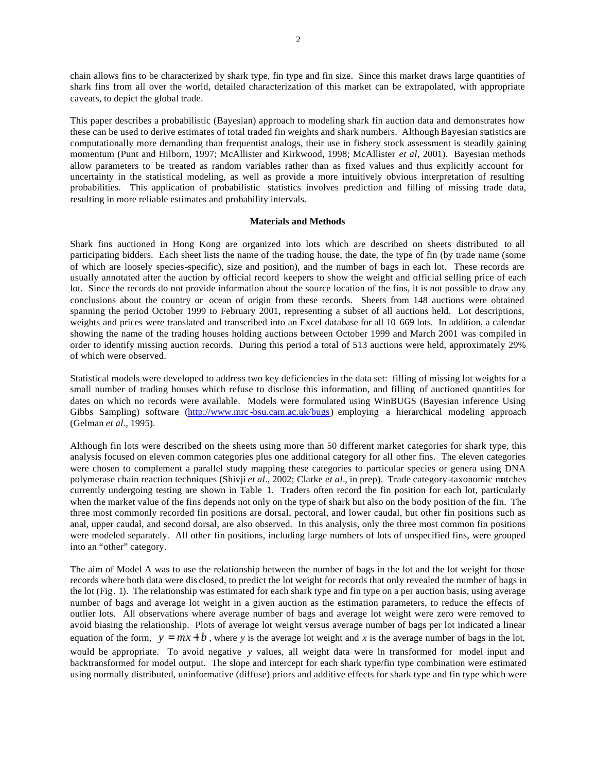chain allows fins to be characterized by shark type, fin type and fin size. Since this market draws large quantities of shark fins from all over the world, detailed characterization of this market can be extrapolated, with appropriate caveats, to depict the global trade.

This paper describes a probabilistic (Bayesian) approach to modeling shark fin auction data and demonstrates how these can be used to derive estimates of total traded fin weights and shark numbers. Although Bayesian statistics are computationally more demanding than frequentist analogs, their use in fishery stock assessment is steadily gaining momentum (Punt and Hilborn, 1997; McAllister and Kirkwood, 1998; McAllister *et al*, 2001). Bayesian methods allow parameters to be treated as random variables rather than as fixed values and thus explicitly account for uncertainty in the statistical modeling, as well as provide a more intuitively obvious interpretation of resulting probabilities. This application of probabilistic statistics involves prediction and filling of missing trade data, resulting in more reliable estimates and probability intervals.

## Materials and Methods

Shark fins auctioned in Hong Kong are organized into lots which are described on sheets distributed to all participating bidders. Each sheet lists the name of the trading house, the date, the type of fin (by trade name (some of which are loosely species-specific), size and position), and the number of bags in each lot. These records are usually annotated after the auction by official record keepers to show the weight and official selling price of each lot. Since the records do not provide information about the source location of the fins, it is not possible to draw any conclusions about the country or ocean of origin from these records. Sheets from 148 auctions were obtained spanning the period October 1999 to February 2001, representing a subset of all auctions held. Lot descriptions, weights and prices were translated and transcribed into an Excel database for all 10 669 lots. In addition, a calendar showing the name of the trading houses holding auctions between October 1999 and March 2001 was compiled in order to identify missing auction records. During this period a total of 513 auctions were held, approximately 29% of which were observed.

Statistical models were developed to address two key deficiencies in the data set: filling of missing lot weights for a small number of trading houses which refuse to disclose this information, and filling of auctioned quantities for dates on which no records were available. Models were formulated using WinBUGS (Bayesian inference Using Gibbs Sampling) software (http://www.mrc-bsu.cam.ac.uk/bugs) employing a hierarchical modeling approach (Gelman *et al*., 1995).

Although fin lots were described on the sheets using more than 50 different market categories for shark type, this analysis focused on eleven common categories plus one additional category for all other fins. The eleven categories were chosen to complement a parallel study mapping these categories to particular species or genera using DNA polymerase chain reaction techniques (Shivji *et al*., 2002; Clarke *et al*., in prep). Trade category-taxonomic matches currently undergoing testing are shown in Table 1. Traders often record the fin position for each lot, particularly when the market value of the fins depends not only on the type of shark but also on the body position of the fin. The three most commonly recorded fin positions are dorsal, pectoral, and lower caudal, but other fin positions such as anal, upper caudal, and second dorsal, are also observed. In this analysis, only the three most common fin positions were modeled separately. All other fin positions, including large numbers of lots of unspecified fins, were grouped into an "other" category.

The aim of Model A was to use the relationship between the number of bags in the lot and the lot weight for those records where both data were disclosed, to predict the lot weight for records that only revealed the number of bags in the lot (Fig. 1). The relationship was estimated for each shark type and fin type on a per auction basis, using average number of bags and average lot weight in a given auction as the estimation parameters, to reduce the effects of outlier lots. All observations where average number of bags and average lot weight were zero were removed to avoid biasing the relationship. Plots of average lot weight versus average number of bags per lot indicated a linear equation of the form, $y = mx + b$, where $y$ is the average lot weight and $x$ is the average number of bags in the lot, would be appropriate. To avoid negative $y$ values, all weight data were ln transformed for model input and backtransformed for model output. The slope and intercept for each shark type/fin type combination were estimated using normally distributed, uninformative (diffuse) priors and additive effects for shark type and fin type which were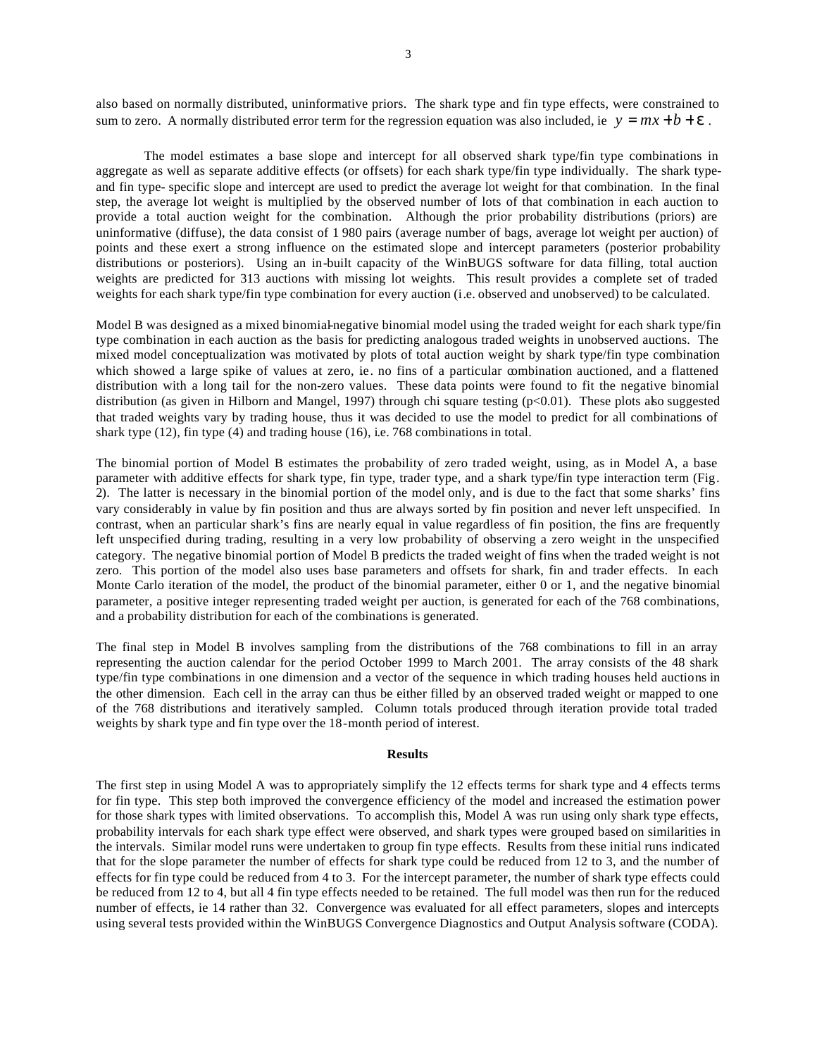also based on normally distributed, uninformative priors. The shark type and fin type effects, were constrained to sum to zero. A normally distributed error term for the regression equation was also included, ie $y = mx + b + \varepsilon$.

The model estimates a base slope and intercept for all observed shark type/fin type combinations in aggregate as well as separate additive effects (or offsets) for each shark type/fin type individually. The shark type- and fin type- specific slope and intercept are used to predict the average lot weight for that combination. In the final step, the average lot weight is multiplied by the observed number of lots of that combination in each auction to provide a total auction weight for the combination. Although the prior probability distributions (priors) are uninformative (diffuse), the data consist of 1 980 pairs (average number of bags, average lot weight per auction) of points and these exert a strong influence on the estimated slope and intercept parameters (posterior probability distributions or posteriors). Using an in-built capacity of the WinBUGS software for data filling, total auction weights are predicted for 313 auctions with missing lot weights. This result provides a complete set of traded weights for each shark type/fin type combination for every auction (i.e. observed and unobserved) to be calculated.

Model B was designed as a mixed binomial-negative binomial model using the traded weight for each shark type/fin type combination in each auction as the basis for predicting analogous traded weights in unobserved auctions. The mixed model conceptualization was motivated by plots of total auction weight by shark type/fin type combination which showed a large spike of values at zero, ie. no fins of a particular combination auctioned, and a flattened distribution with a long tail for the non-zero values. These data points were found to fit the negative binomial distribution (as given in Hilborn and Mangel, 1997) through chi square testing ($p<0.01$). These plots also suggested that traded weights vary by trading house, thus it was decided to use the model to predict for all combinations of shark type (12), fin type (4) and trading house (16), i.e. 768 combinations in total.

The binomial portion of Model B estimates the probability of zero traded weight, using, as in Model A, a base parameter with additive effects for shark type, fin type, trader type, and a shark type/fin type interaction term (Fig. 2). The latter is necessary in the binomial portion of the model only, and is due to the fact that some sharks' fins vary considerably in value by fin position and thus are always sorted by fin position and never left unspecified. In contrast, when an particular shark's fins are nearly equal in value regardless of fin position, the fins are frequently left unspecified during trading, resulting in a very low probability of observing a zero weight in the unspecified category. The negative binomial portion of Model B predicts the traded weight of fins when the traded weight is not zero. This portion of the model also uses base parameters and offsets for shark, fin and trader effects. In each Monte Carlo iteration of the model, the product of the binomial parameter, either 0 or 1, and the negative binomial parameter, a positive integer representing traded weight per auction, is generated for each of the 768 combinations, and a probability distribution for each of the combinations is generated.

The final step in Model B involves sampling from the distributions of the 768 combinations to fill in an array representing the auction calendar for the period October 1999 to March 2001. The array consists of the 48 shark type/fin type combinations in one dimension and a vector of the sequence in which trading houses held auctions in the other dimension. Each cell in the array can thus be either filled by an observed traded weight or mapped to one of the 768 distributions and iteratively sampled. Column totals produced through iteration provide total traded weights by shark type and fin type over the 18-month period of interest.

## Results

The first step in using Model A was to appropriately simplify the 12 effects terms for shark type and 4 effects terms for fin type. This step both improved the convergence efficiency of the model and increased the estimation power for those shark types with limited observations. To accomplish this, Model A was run using only shark type effects, probability intervals for each shark type effect were observed, and shark types were grouped based on similarities in the intervals. Similar model runs were undertaken to group fin type effects. Results from these initial runs indicated that for the slope parameter the number of effects for shark type could be reduced from 12 to 3, and the number of effects for fin type could be reduced from 4 to 3. For the intercept parameter, the number of shark type effects could be reduced from 12 to 4, but all 4 fin type effects needed to be retained. The full model was then run for the reduced number of effects, ie 14 rather than 32. Convergence was evaluated for all effect parameters, slopes and intercepts using several tests provided within the WinBUGS Convergence Diagnostics and Output Analysis software (CODA).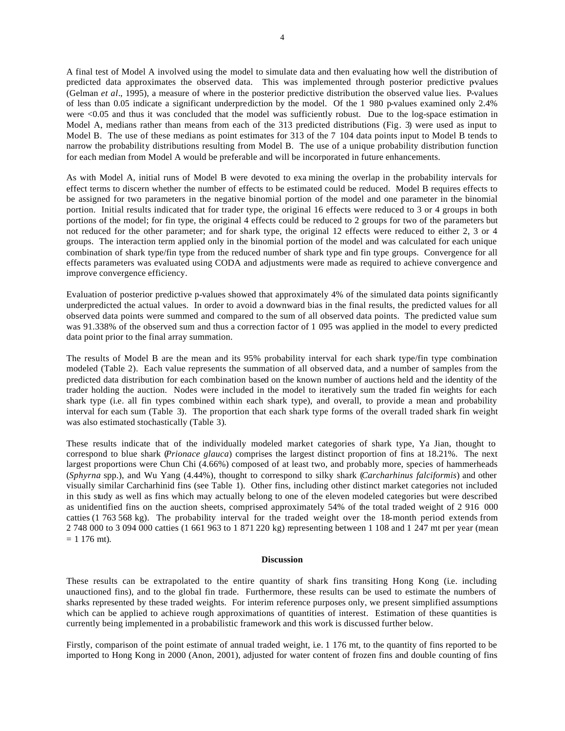A final test of Model A involved using the model to simulate data and then evaluating how well the distribution of predicted data approximates the observed data. This was implemented through posterior predictive p-values (Gelman *et al*., 1995), a measure of where in the posterior predictive distribution the observed value lies. P-values of less than 0.05 indicate a significant underprediction by the model. Of the 1 980 p-values examined only 2.4% were <0.05 and thus it was concluded that the model was sufficiently robust. Due to the log-space estimation in Model A, medians rather than means from each of the 313 predicted distributions (Fig. 3) were used as input to Model B. The use of these medians as point estimates for 313 of the 7 104 data points input to Model B tends to narrow the probability distributions resulting from Model B. The use of a unique probability distribution function for each median from Model A would be preferable and will be incorporated in future enhancements.

As with Model A, initial runs of Model B were devoted to examining the overlap in the probability intervals for effect terms to discern whether the number of effects to be estimated could be reduced. Model B requires effects to be assigned for two parameters in the negative binomial portion of the model and one parameter in the binomial portion. Initial results indicated that for trader type, the original 16 effects were reduced to 3 or 4 groups in both portions of the model; for fin type, the original 4 effects could be reduced to 2 groups for two of the parameters but not reduced for the other parameter; and for shark type, the original 12 effects were reduced to either 2, 3 or 4 groups. The interaction term applied only in the binomial portion of the model and was calculated for each unique combination of shark type/fin type from the reduced number of shark type and fin type groups. Convergence for all effects parameters was evaluated using CODA and adjustments were made as required to achieve convergence and improve convergence efficiency.

Evaluation of posterior predictive p-values showed that approximately 4% of the simulated data points significantly underpredicted the actual values. In order to avoid a downward bias in the final results, the predicted values for all observed data points were summed and compared to the sum of all observed data points. The predicted value sum was 91.338% of the observed sum and thus a correction factor of 1 095 was applied in the model to every predicted data point prior to the final array summation.

The results of Model B are the mean and its 95% probability interval for each shark type/fin type combination modeled (Table 2). Each value represents the summation of all observed data, and a number of samples from the predicted data distribution for each combination based on the known number of auctions held and the identity of the trader holding the auction. Nodes were included in the model to iteratively sum the traded fin weights for each shark type (i.e. all fin types combined within each shark type), and overall, to provide a mean and probability interval for each sum (Table 3). The proportion that each shark type forms of the overall traded shark fin weight was also estimated stochastically (Table 3).

These results indicate that of the individually modeled market categories of shark type, Ya Jian, thought to correspond to blue shark (*Prionace glauca*) comprises the largest distinct proportion of fins at 18.21%. The next largest proportions were Chun Chi (4.66%) composed of at least two, and probably more, species of hammerheads (*Sphyrna* spp.), and Wu Yang (4.44%), thought to correspond to silky shark (*Carcharhinus falciformis*) and other visually similar Carcharhinid fins (see Table 1). Other fins, including other distinct market categories not included in this study as well as fins which may actually belong to one of the eleven modeled categories but were described as unidentified fins on the auction sheets, comprised approximately 54% of the total traded weight of 2 916 000 catties (1 763 568 kg). The probability interval for the traded weight over the 18-month period extends from 2 748 000 to 3 094 000 catties (1 661 963 to 1 871 220 kg) representing between 1 108 and 1 247 mt per year (mean = 1 176 mt).

## Discussion

These results can be extrapolated to the entire quantity of shark fins transiting Hong Kong (i.e. including unauctioned fins), and to the global fin trade. Furthermore, these results can be used to estimate the numbers of sharks represented by these traded weights. For interim reference purposes only, we present simplified assumptions which can be applied to achieve rough approximations of quantities of interest. Estimation of these quantities is currently being implemented in a probabilistic framework and this work is discussed further below.

Firstly, comparison of the point estimate of annual traded weight, i.e. 1 176 mt, to the quantity of fins reported to be imported to Hong Kong in 2000 (Anon, 2001), adjusted for water content of frozen fins and double counting of fins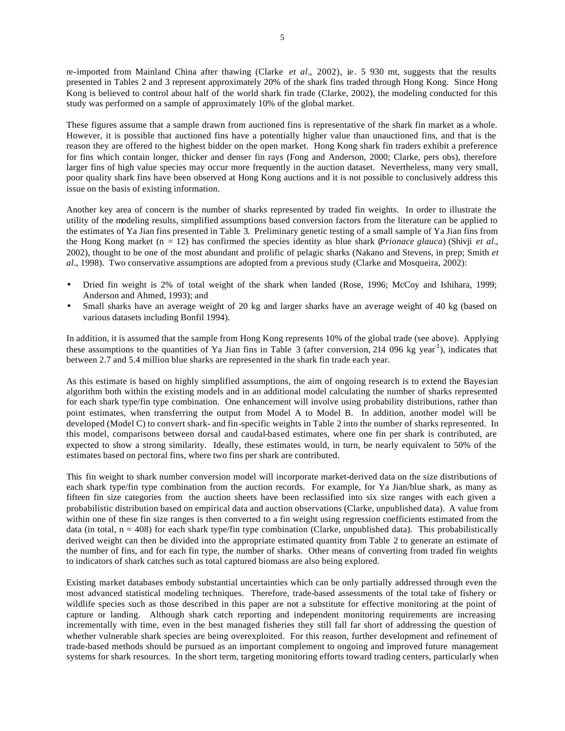re-imported from Mainland China after thawing (Clarke *et al*., 2002), ie. 5 930 mt, suggests that the results presented in Tables 2 and 3 represent approximately 20% of the shark fins traded through Hong Kong. Since Hong Kong is believed to control about half of the world shark fin trade (Clarke, 2002), the modeling conducted for this study was performed on a sample of approximately 10% of the global market.

These figures assume that a sample drawn from auctioned fins is representative of the shark fin market as a whole. However, it is possible that auctioned fins have a potentially higher value than unauctioned fins, and that is the reason they are offered to the highest bidder on the open market. Hong Kong shark fin traders exhibit a preference for fins which contain longer, thicker and denser fin rays (Fong and Anderson, 2000; Clarke, pers obs), therefore larger fins of high value species may occur more frequently in the auction dataset. Nevertheless, many very small, poor quality shark fins have been observed at Hong Kong auctions and it is not possible to conclusively address this issue on the basis of existing information.

Another key area of concern is the number of sharks represented by traded fin weights. In order to illustrate the utility of the modeling results, simplified assumptions based conversion factors from the literature can be applied to the estimates of Ya Jian fins presented in Table 3. Preliminary genetic testing of a small sample of Ya Jian fins from the Hong Kong market (n = 12) has confirmed the species identity as blue shark (*Prionace glauca*) (Shivji *et al*., 2002), thought to be one of the most abundant and prolific of pelagic sharks (Nakano and Stevens, in prep; Smith *et al*., 1998). Two conservative assumptions are adopted from a previous study (Clarke and Mosqueira, 2002):

- Dried fin weight is 2% of total weight of the shark when landed (Rose, 1996; McCoy and Ishihara, 1999; Anderson and Ahmed, 1993); and
- Small sharks have an average weight of 20 kg and larger sharks have an average weight of 40 kg (based on various datasets including Bonfil 1994).

In addition, it is assumed that the sample from Hong Kong represents 10% of the global trade (see above). Applying these assumptions to the quantities of Ya Jian fins in Table 3 (after conversion, 214 096 kg year$^{-1}$), indicates that between 2.7 and 5.4 million blue sharks are represented in the shark fin trade each year.

As this estimate is based on highly simplified assumptions, the aim of ongoing research is to extend the Bayesian algorithm both within the existing models and in an additional model calculating the number of sharks represented for each shark type/fin type combination. One enhancement will involve using probability distributions, rather than point estimates, when transferring the output from Model A to Model B. In addition, another model will be developed (Model C) to convert shark- and fin-specific weights in Table 2 into the number of sharks represented. In this model, comparisons between dorsal and caudal-based estimates, where one fin per shark is contributed, are expected to show a strong similarity. Ideally, these estimates would, in turn, be nearly equivalent to 50% of the estimates based on pectoral fins, where two fins per shark are contributed.

This fin weight to shark number conversion model will incorporate market-derived data on the size distributions of each shark type/fin type combination from the auction records. For example, for Ya Jian/blue shark, as many as fifteen fin size categories from the auction sheets have been reclassified into six size ranges with each given a probabilistic distribution based on empirical data and auction observations (Clarke, unpublished data). A value from within one of these fin size ranges is then converted to a fin weight using regression coefficients estimated from the data (in total, n = 408) for each shark type/fin type combination (Clarke, unpublished data). This probabilistically derived weight can then be divided into the appropriate estimated quantity from Table 2 to generate an estimate of the number of fins, and for each fin type, the number of sharks. Other means of converting from traded fin weights to indicators of shark catches such as total captured biomass are also being explored.

Existing market databases embody substantial uncertainties which can be only partially addressed through even the most advanced statistical modeling techniques. Therefore, trade-based assessments of the total take of fishery or wildlife species such as those described in this paper are not a substitute for effective monitoring at the point of capture or landing. Although shark catch reporting and independent monitoring requirements are increasing incrementally with time, even in the best managed fisheries they still fall far short of addressing the question of whether vulnerable shark species are being overexploited. For this reason, further development and refinement of trade-based methods should be pursued as an important complement to ongoing and improved future management systems for shark resources. In the short term, targeting monitoring efforts toward trading centers, particularly when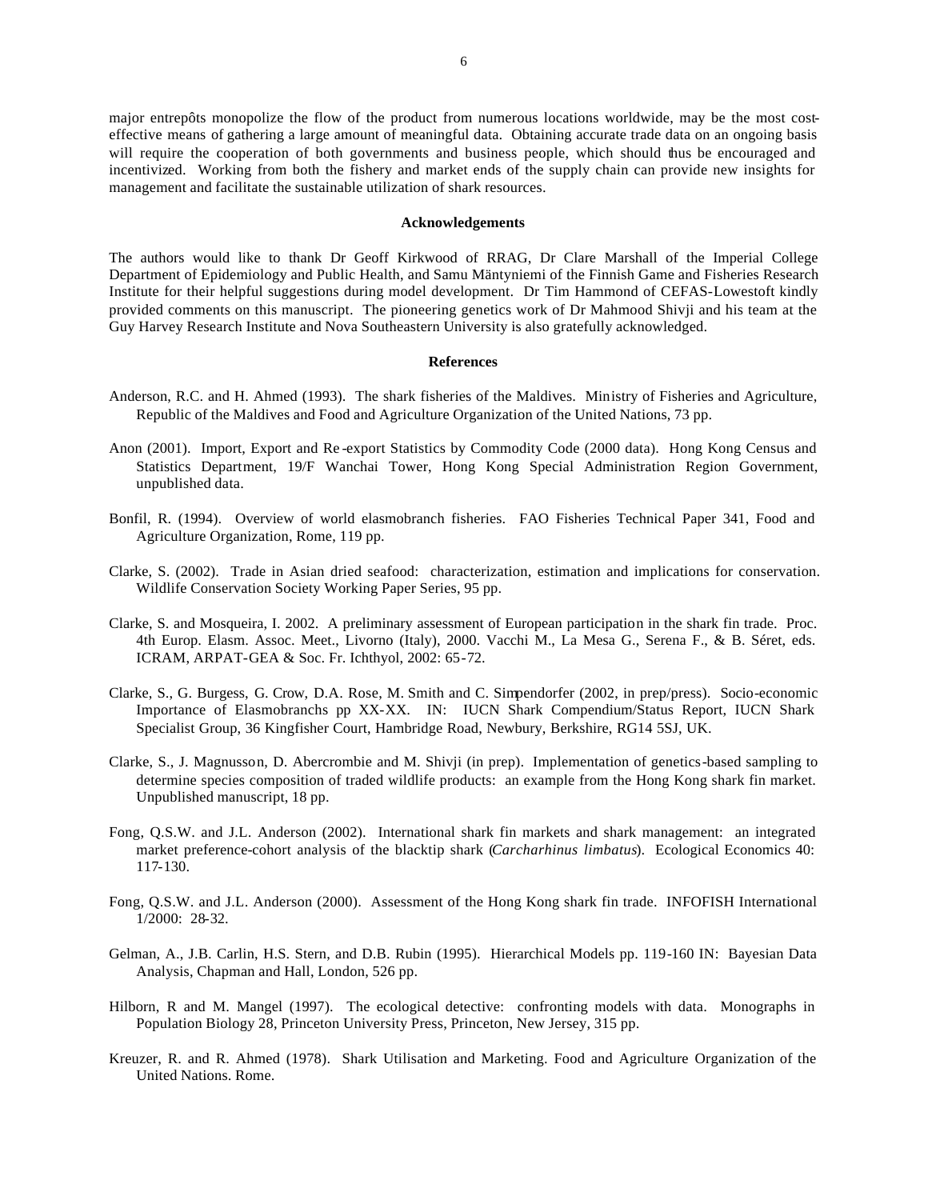major entrepôts monopolize the flow of the product from numerous locations worldwide, may be the most cost-effective means of gathering a large amount of meaningful data. Obtaining accurate trade data on an ongoing basis will require the cooperation of both governments and business people, which should thus be encouraged and incentivized. Working from both the fishery and market ends of the supply chain can provide new insights for management and facilitate the sustainable utilization of shark resources.

## Acknowledgements

The authors would like to thank Dr Geoff Kirkwood of RRAG, Dr Clare Marshall of the Imperial College Department of Epidemiology and Public Health, and Samu Mäntyniemi of the Finnish Game and Fisheries Research Institute for their helpful suggestions during model development. Dr Tim Hammond of CEFAS-Lowestoft kindly provided comments on this manuscript. The pioneering genetics work of Dr Mahmood Shivji and his team at the Guy Harvey Research Institute and Nova Southeastern University is also gratefully acknowledged.

## References

Anderson, R.C. and H. Ahmed (1993). The shark fisheries of the Maldives. Ministry of Fisheries and Agriculture, Republic of the Maldives and Food and Agriculture Organization of the United Nations, 73 pp.

Anon (2001). Import, Export and Re-export Statistics by Commodity Code (2000 data). Hong Kong Census and Statistics Department, 19/F Wanchai Tower, Hong Kong Special Administration Region Government, unpublished data.

Bonfil, R. (1994). Overview of world elasmobranch fisheries. FAO Fisheries Technical Paper 341, Food and Agriculture Organization, Rome, 119 pp.

Clarke, S. (2002). Trade in Asian dried seafood: characterization, estimation and implications for conservation. Wildlife Conservation Society Working Paper Series, 95 pp.

Clarke, S. and Mosqueira, I. 2002. A preliminary assessment of European participation in the shark fin trade. Proc. 4th Europ. Elasm. Assoc. Meet., Livorno (Italy), 2000. Vacchi M., La Mesa G., Serena F., & B. Séret, eds. ICRAM, ARPAT-GEA & Soc. Fr. Ichthyol, 2002: 65-72.

Clarke, S., G. Burgess, G. Crow, D.A. Rose, M. Smith and C. Simpendorfer (2002, in prep/press). Socio-economic Importance of Elasmobranchs pp XX-XX. IN: IUCN Shark Compendium/Status Report, IUCN Shark Specialist Group, 36 Kingfisher Court, Hambridge Road, Newbury, Berkshire, RG14 5SJ, UK.

Clarke, S., J. Magnusson, D. Abercrombie and M. Shivji (in prep). Implementation of genetics-based sampling to determine species composition of traded wildlife products: an example from the Hong Kong shark fin market. Unpublished manuscript, 18 pp.

Fong, Q.S.W. and J.L. Anderson (2002). International shark fin markets and shark management: an integrated market preference-cohort analysis of the blacktip shark (*Carcharhinus limbatus*). Ecological Economics 40: 117-130.

Fong, Q.S.W. and J.L. Anderson (2000). Assessment of the Hong Kong shark fin trade. INFOFISH International 1/2000: 28-32.

Gelman, A., J.B. Carlin, H.S. Stern, and D.B. Rubin (1995). Hierarchical Models pp. 119-160 IN: Bayesian Data Analysis, Chapman and Hall, London, 526 pp.

Hilborn, R and M. Mangel (1997). The ecological detective: confronting models with data. Monographs in Population Biology 28, Princeton University Press, Princeton, New Jersey, 315 pp.

Kreuzer, R. and R. Ahmed (1978). Shark Utilisation and Marketing. Food and Agriculture Organization of the United Nations. Rome.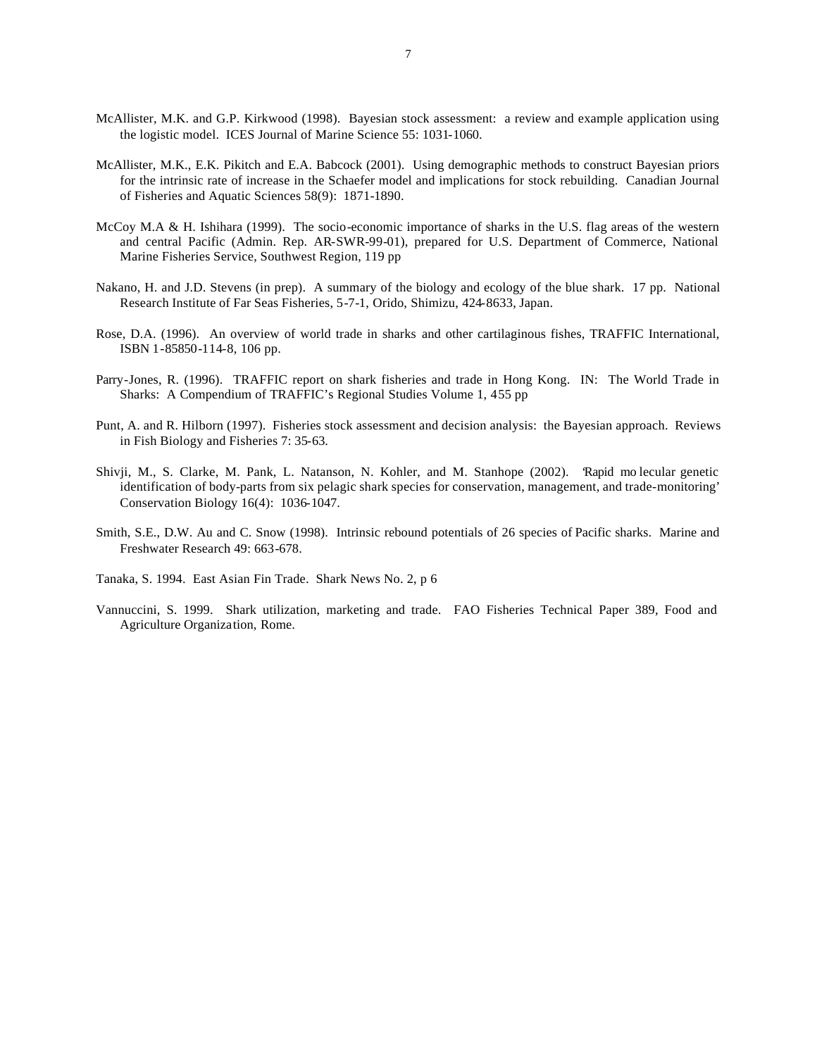McAllister, M.K. and G.P. Kirkwood (1998). Bayesian stock assessment: a review and example application using the logistic model. ICES Journal of Marine Science 55: 1031-1060.

McAllister, M.K., E.K. Pikitch and E.A. Babcock (2001). Using demographic methods to construct Bayesian priors for the intrinsic rate of increase in the Schaefer model and implications for stock rebuilding. Canadian Journal of Fisheries and Aquatic Sciences 58(9): 1871-1890.

McCoy M.A & H. Ishihara (1999). The socio-economic importance of sharks in the U.S. flag areas of the western and central Pacific (Admin. Rep. AR-SWR-99-01), prepared for U.S. Department of Commerce, National Marine Fisheries Service, Southwest Region, 119 pp

Nakano, H. and J.D. Stevens (in prep). A summary of the biology and ecology of the blue shark. 17 pp. National Research Institute of Far Seas Fisheries, 5-7-1, Orido, Shimizu, 424-8633, Japan.

Rose, D.A. (1996). An overview of world trade in sharks and other cartilaginous fishes, TRAFFIC International, ISBN 1-85850-114-8, 106 pp.

Parry-Jones, R. (1996). TRAFFIC report on shark fisheries and trade in Hong Kong. IN: The World Trade in Sharks: A Compendium of TRAFFIC's Regional Studies Volume 1, 455 pp

Punt, A. and R. Hilborn (1997). Fisheries stock assessment and decision analysis: the Bayesian approach. Reviews in Fish Biology and Fisheries 7: 35-63.

Shivji, M., S. Clarke, M. Pank, L. Natanson, N. Kohler, and M. Stanhope (2002). 'Rapid molecular genetic identification of body-parts from six pelagic shark species for conservation, management, and trade-monitoring' Conservation Biology 16(4): 1036-1047.

Smith, S.E., D.W. Au and C. Snow (1998). Intrinsic rebound potentials of 26 species of Pacific sharks. Marine and Freshwater Research 49: 663-678.

Tanaka, S. 1994. East Asian Fin Trade. Shark News No. 2, p 6

Vannuccini, S. 1999. Shark utilization, marketing and trade. FAO Fisheries Technical Paper 389, Food and Agriculture Organization, Rome.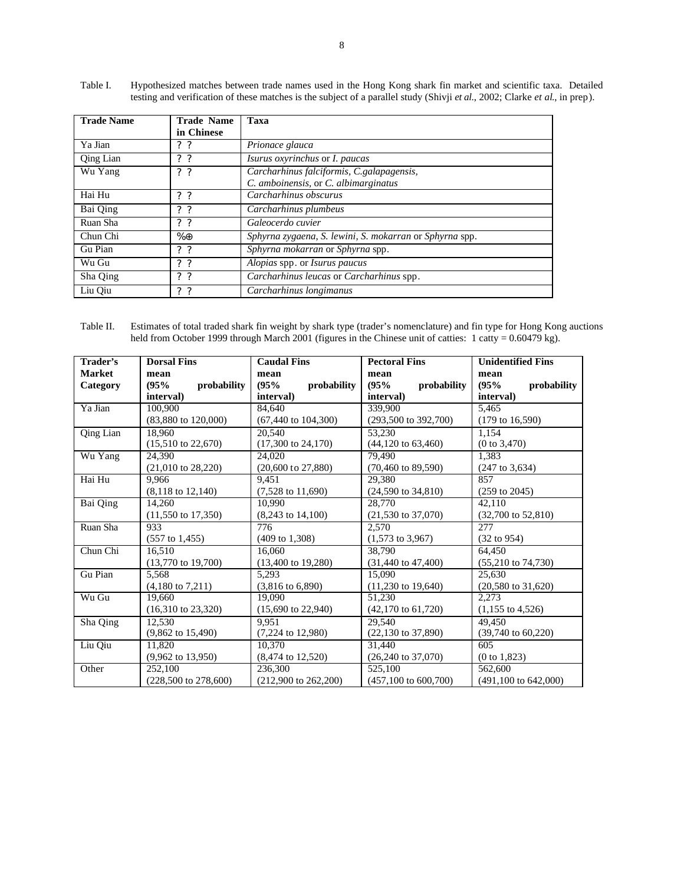Table I. Hypothesized matches between trade names used in the Hong Kong shark fin market and scientific taxa. Detailed testing and verification of these matches is the subject of a parallel study (Shivji *et al.*, 2002; Clarke *et al.*, in prep).

| **Trade Name** | **Trade Name in Chinese** | **Taxa** |
|---|---|---|
| Ya Jian | ? ? | *Prionace glauca* |
| Qing Lian | ? ? | *Isurus oxyrinchus* or *I. paucas* |
| Wu Yang | ? ? | *Carcharhinus falciformis, C.galapagensis, C. amboinensis,* or *C. albimarginatus* |
| Hai Hu | ? ? | *Carcharhinus obscurus* |
| Bai Qing | ? ? | *Carcharhinus plumbeus* |
| Ruan Sha | ? ? | *Galeocerdo cuvier* |
| Chun Chi | %⊕ | *Sphyrna zygaena, S. lewini, S. mokarran* or *Sphyrna* spp. |
| Gu Pian | ? ? | *Sphyrna mokarran* or *Sphyrna* spp. |
| Wu Gu | ? ? | *Alopias* spp. or *Isurus paucus* |
| Sha Qing | ? ? | *Carcharhinus leucas* or *Carcharhinus* spp. |
| Liu Qiu | ? ? | *Carcharhinus longimanus* |

Table II. Estimates of total traded shark fin weight by shark type (trader's nomenclature) and fin type for Hong Kong auctions held from October 1999 through March 2001 (figures in the Chinese unit of catties: 1 catty = 0.60479 kg).

| **Trader's Market Category** | **Dorsal Fins mean (95% probability interval)** | **Caudal Fins mean (95% probability interval)** | **Pectoral Fins mean (95% probability interval)** | **Unidentified Fins mean (95% probability interval)** |
|---|---|---|---|---|
| Ya Jian | 100,900 (83,880 to 120,000) | 84,640 (67,440 to 104,300) | 339,900 (293,500 to 392,700) | 5,465 (179 to 16,590) |
| Qing Lian | 18,960 (15,510 to 22,670) | 20,540 (17,300 to 24,170) | 53,230 (44,120 to 63,460) | 1,154 (0 to 3,470) |
| Wu Yang | 24,390 (21,010 to 28,220) | 24,020 (20,600 to 27,880) | 79,490 (70,460 to 89,590) | 1,383 (247 to 3,634) |
| Hai Hu | 9,966 (8,118 to 12,140) | 9,451 (7,528 to 11,690) | 29,380 (24,590 to 34,810) | 857 (259 to 2045) |
| Bai Qing | 14,260 (11,550 to 17,350) | 10,990 (8,243 to 14,100) | 28,770 (21,530 to 37,070) | 42,110 (32,700 to 52,810) |
| Ruan Sha | 933 (557 to 1,455) | 776 (409 to 1,308) | 2,570 (1,573 to 3,967) | 277 (32 to 954) |
| Chun Chi | 16,510 (13,770 to 19,700) | 16,060 (13,400 to 19,280) | 38,790 (31,440 to 47,400) | 64,450 (55,210 to 74,730) |
| Gu Pian | 5,568 (4,180 to 7,211) | 5,293 (3,816 to 6,890) | 15,090 (11,230 to 19,640) | 25,630 (20,580 to 31,620) |
| Wu Gu | 19,660 (16,310 to 23,320) | 19,090 (15,690 to 22,940) | 51,230 (42,170 to 61,720) | 2,273 (1,155 to 4,526) |
| Sha Qing | 12,530 (9,862 to 15,490) | 9,951 (7,224 to 12,980) | 29,540 (22,130 to 37,890) | 49,450 (39,740 to 60,220) |
| Liu Qiu | 11,820 (9,962 to 13,950) | 10,370 (8,474 to 12,520) | 31,440 (26,240 to 37,070) | 605 (0 to 1,823) |
| Other | 252,100 (228,500 to 278,600) | 236,300 (212,900 to 262,200) | 525,100 (457,100 to 600,700) | 562,600 (491,100 to 642,000) |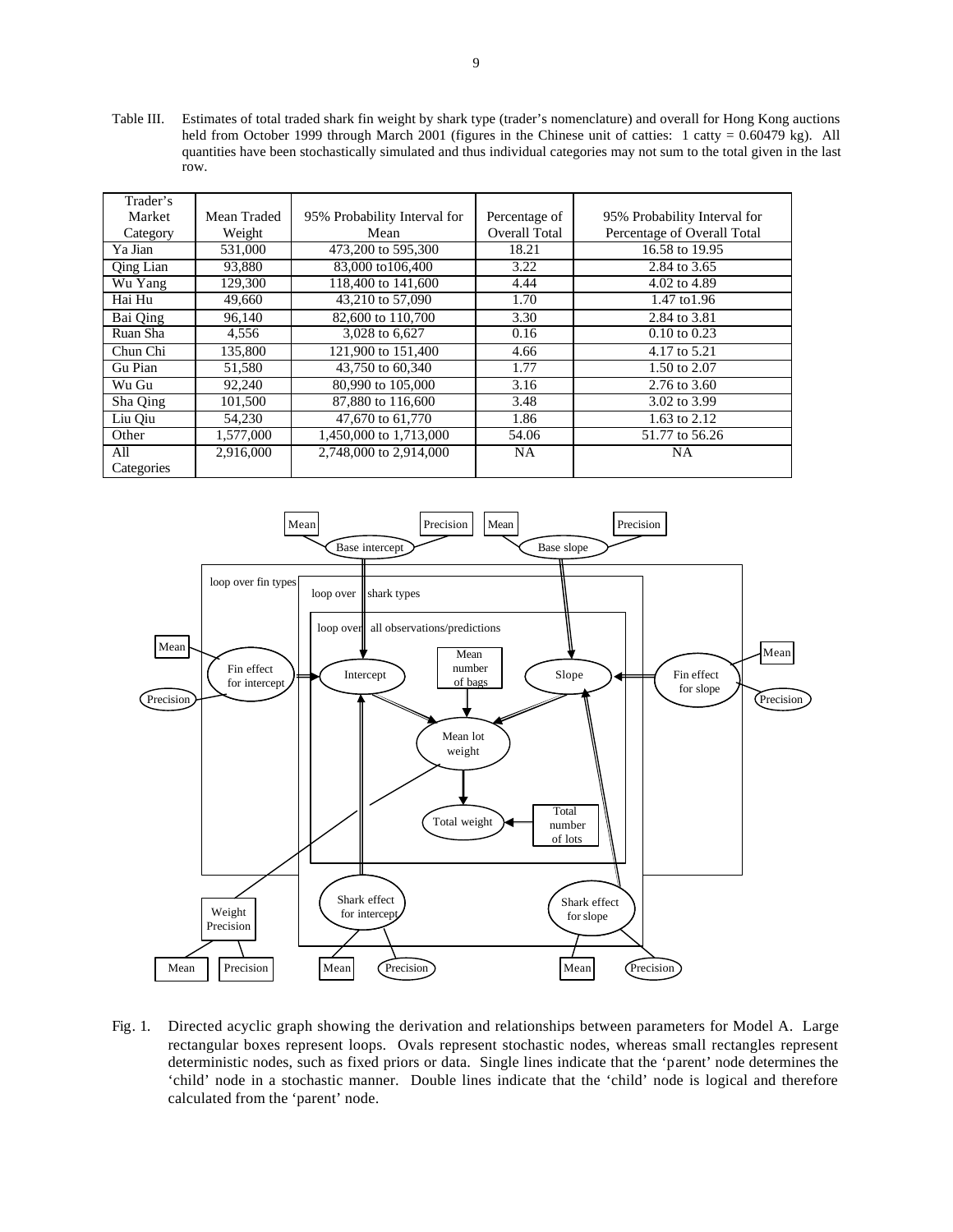Table III. Estimates of total traded shark fin weight by shark type (trader's nomenclature) and overall for Hong Kong auctions held from October 1999 through March 2001 (figures in the Chinese unit of catties: 1 catty = 0.60479 kg). All quantities have been stochastically simulated and thus individual categories may not sum to the total given in the last row.

| Trader's Market Category | Mean Traded Weight | 95% Probability Interval for Mean | Percentage of Overall Total | 95% Probability Interval for Percentage of Overall Total |
|---|---|---|---|---|
| Ya Jian | 531,000 | 473,200 to 595,300 | 18.21 | 16.58 to 19.95 |
| Qing Lian | 93,880 | 83,000 to106,400 | 3.22 | 2.84 to 3.65 |
| Wu Yang | 129,300 | 118,400 to 141,600 | 4.44 | 4.02 to 4.89 |
| Hai Hu | 49,660 | 43,210 to 57,090 | 1.70 | 1.47 to1.96 |
| Bai Qing | 96,140 | 82,600 to 110,700 | 3.30 | 2.84 to 3.81 |
| Ruan Sha | 4,556 | 3,028 to 6,627 | 0.16 | 0.10 to 0.23 |
| Chun Chi | 135,800 | 121,900 to 151,400 | 4.66 | 4.17 to 5.21 |
| Gu Pian | 51,580 | 43,750 to 60,340 | 1.77 | 1.50 to 2.07 |
| Wu Gu | 92,240 | 80,990 to 105,000 | 3.16 | 2.76 to 3.60 |
| Sha Qing | 101,500 | 87,880 to 116,600 | 3.48 | 3.02 to 3.99 |
| Liu Qiu | 54,230 | 47,670 to 61,770 | 1.86 | 1.63 to 2.12 |
| Other | 1,577,000 | 1,450,000 to 1,713,000 | 54.06 | 51.77 to 56.26 |
| All Categories | 2,916,000 | 2,748,000 to 2,914,000 | NA | NA |

Fig. 1. Directed acyclic graph showing the derivation and relationships between parameters for Model A. Large rectangular boxes represent loops. Ovals represent stochastic nodes, whereas small rectangles represent deterministic nodes, such as fixed priors or data. Single lines indicate that the 'parent' node determines the 'child' node in a stochastic manner. Double lines indicate that the 'child' node is logical and therefore calculated from the 'parent' node.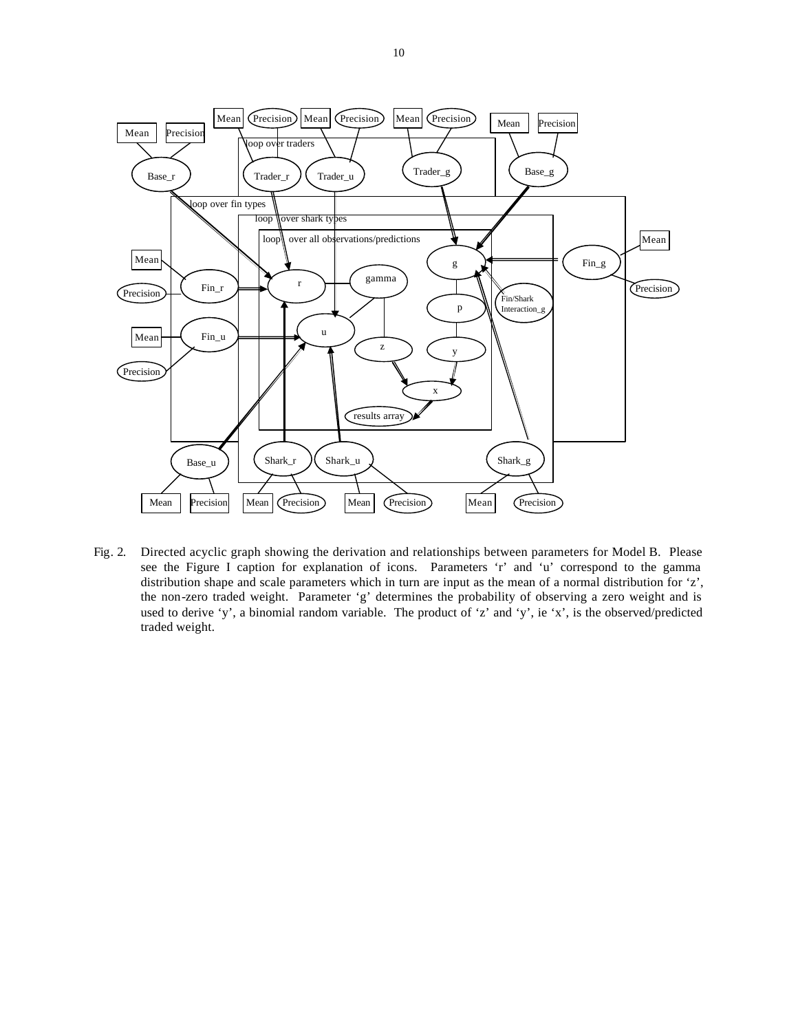Fig. 2. Directed acyclic graph showing the derivation and relationships between parameters for Model B. Please see the Figure I caption for explanation of icons. Parameters 'r' and 'u' correspond to the gamma distribution shape and scale parameters which in turn are input as the mean of a normal distribution for 'z', the non-zero traded weight. Parameter 'g' determines the probability of observing a zero weight and is used to derive 'y', a binomial random variable. The product of 'z' and 'y', ie 'x', is the observed/predicted traded weight.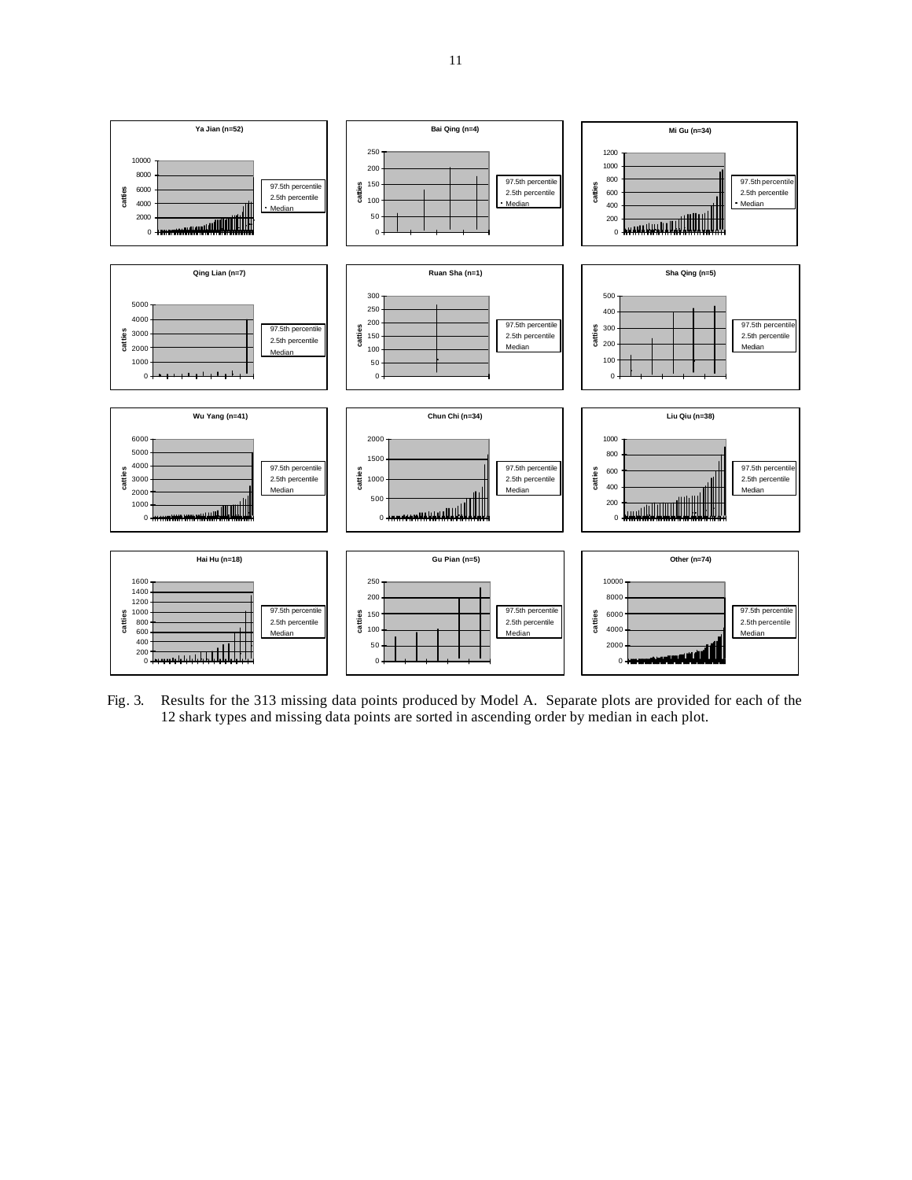Ya Jian (n=52)

10000
8000
6000
4000
2000
0

catties

97.5th percentile
2.5th percentile
Median

Bai Qing (n=4)

250
200
150
100
50
0

catties

97.5th percentile
2.5th percentile
Median

Mi Gu (n=34)

1200
1000
800
600
400
200
0

catties

97.5th percentile
2.5th percentile
Median

Qing Lian (n=7)

5000
4000
3000
2000
1000
0

catties

97.5th percentile
2.5th percentile
Median

Ruan Sha (n=1)

300
250
200
150
100
50
0

catties

97.5th percentile
2.5th percentile
Median

Sha Qing (n=5)

500
400
300
200
100
0

catties

97.5th percentile
2.5th percentile
Median

Wu Yang (n=41)

6000
5000
4000
3000
2000
1000
0

catties

97.5th percentile
2.5th percentile
Median

Chun Chi (n=34)

2000
1500
1000
500
0

catties

97.5th percentile
2.5th percentile
Median

Liu Qiu (n=38)

1000
800
600
400
200
0

97.5th percentile
2.5th percentile
Median

Hai Hu (n=18)

1600
1400
1200
1000
800
600
400
200
0

catties

97.5th percentile
2.5th percentile
Median

Gu Pian (n=5)

250
200
150
100
50
0

catties

97.5th percentile
2.5th percentile
Median

Other (n=74)

10000
8000
6000
4000
2000
0

catties

97.5th percentile
2.5th percentile
Median

Fig. 3. Results for the 313 missing data points produced by Model A. Separate plots are provided for each of the 12 shark types and missing data points are sorted in ascending order by median in each plot.